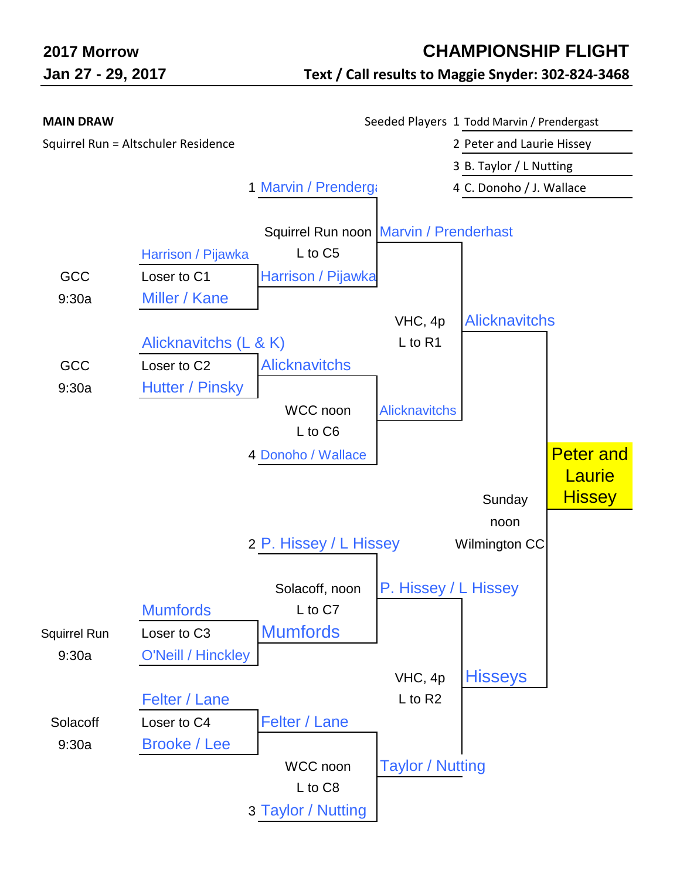**2017 Morrow**

**Jan 27 - 29, 2017**

# CHAMPIONSHIP FLIGHT

**Text / Call results to Maggie Snyder: 302-824-3468**

**MAIN DRAW**

Squirrel Run = Altschuler Residence

Seeded Players

1. Todd Marvin / Prendergast
2. Peter and Laurie Hissey
3. B. Taylor / L Nutting
4. C. Donoho / J. Wallace

### First Round

| Location / Time | Match | Result |
|---|---|---|
| GCC 9:30a | Harrison / Pijawka vs. Miller / Kane (Loser to C1) | Harrison / Pijawka |
| GCC 9:30a | Alicknavitchs (L & K) vs. Hutter / Pinsky (Loser to C2) | Alicknavitchs |
| Squirrel Run 9:30a | Mumfords vs. O'Neill / Hinckley (Loser to C3) | Mumfords |
| Solacoff 9:30a | Felter / Lane vs. Brooke / Lee (Loser to C4) | Felter / Lane |

### Second Round

| Location / Time | Match | Result |
|---|---|---|
| Squirrel Run noon (L to C5) | 1 Marvin / Prenderga vs. Harrison / Pijawka | Marvin / Prenderhast |
| WCC noon (L to C6) | Alicknavitchs vs. 4 Donoho / Wallace | Alicknavitchs |
| Solacoff, noon (L to C7) | 2 P. Hissey / L Hissey vs. Mumfords | P. Hissey / L Hissey |
| WCC noon (L to C8) | Felter / Lane vs. 3 Taylor / Nutting | Taylor / Nutting |

### Semifinals

| Location / Time | Match | Result |
|---|---|---|
| VHC, 4p (L to R1) | Marvin / Prenderhast vs. Alicknavitchs | Alicknavitchs |
| VHC, 4p (L to R2) | P. Hissey / L Hissey vs. Taylor / Nutting | Hisseys |

### Final

| Location / Time | Match | Winner |
|---|---|---|
| Sunday noon Wilmington CC | Alicknavitchs vs. Hisseys | Peter and Laurie Hissey |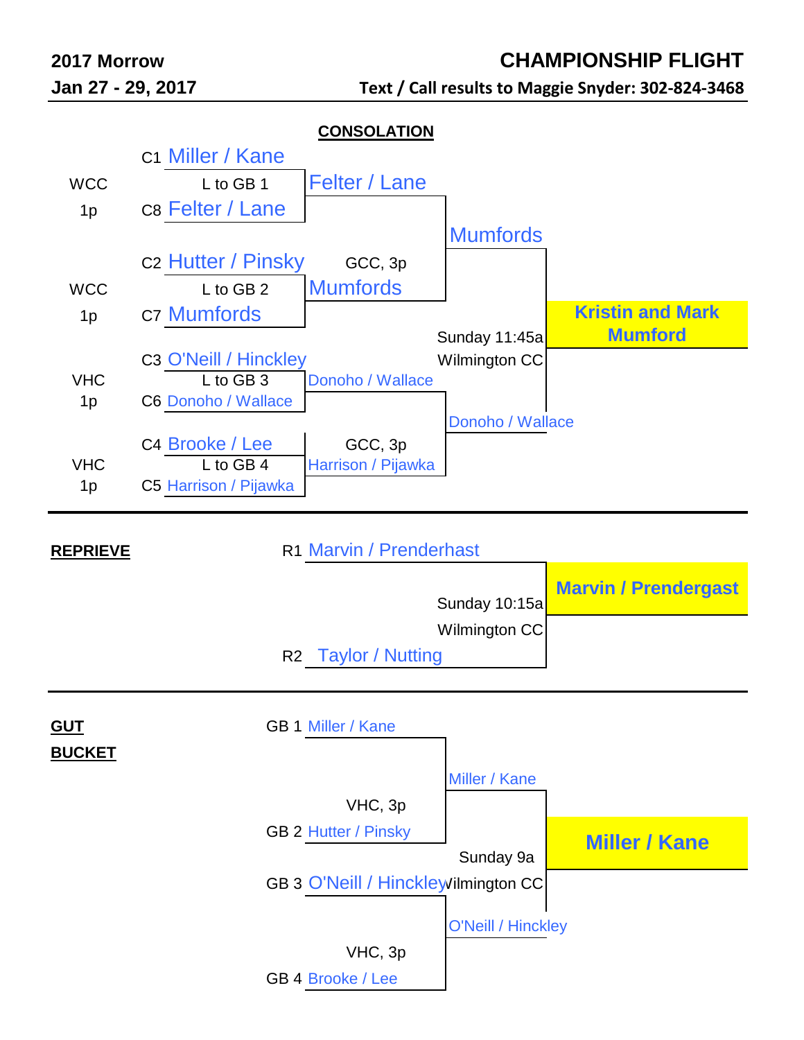**2017 Morrow**

**Jan 27 - 29, 2017**

## CHAMPIONSHIP FLIGHT

**Text / Call results to Maggie Snyder: 302-824-3468**

### CONSOLATION

| Site | Time | Seed | Team | Round 2 | Semifinal | Winner |
|---|---|---|---|---|---|---|
| WCC | 1p | C1 | Miller / Kane | Felter / Lane | Mumfords | Kristin and Mark Mumford |
| | | | L to GB 1 | | | |
| | | C8 | Felter / Lane | | | |
| WCC | 1p | C2 | Hutter / Pinsky | Mumfords | | |
| | | | L to GB 2 | GCC, 3p | | |
| | | C7 | Mumfords | | | |
| VHC | 1p | C3 | O'Neill / Hinckley | Donoho / Wallace | Donoho / Wallace | |
| | | | L to GB 3 | | Sunday 11:45a Wilmington CC | |
| | | C6 | Donoho / Wallace | | | |
| VHC | 1p | C4 | Brooke / Lee | Harrison / Pijawka | | |
| | | | L to GB 4 | GCC, 3p | | |
| | | C5 | Harrison / Pijawka | | | |

### REPRIEVE

| Seed | Team | Final | Winner |
|---|---|---|---|
| R1 | Marvin / Prenderhast | Sunday 10:15a Wilmington CC | Marvin / Prendergast |
| R2 | Taylor / Nutting | | |

### GUT BUCKET

| Seed | Team | Semifinal | Final | Winner |
|---|---|---|---|---|
| GB 1 | Miller / Kane | VHC, 3p | Miller / Kane | Miller / Kane |
| GB 2 | Hutter / Pinsky | | | |
| GB 3 | O'Neill / Hinckley | VHC, 3p | O'Neill / Hinckley | |
| GB 4 | Brooke / Lee | | Sunday 9a Wilmington CC | |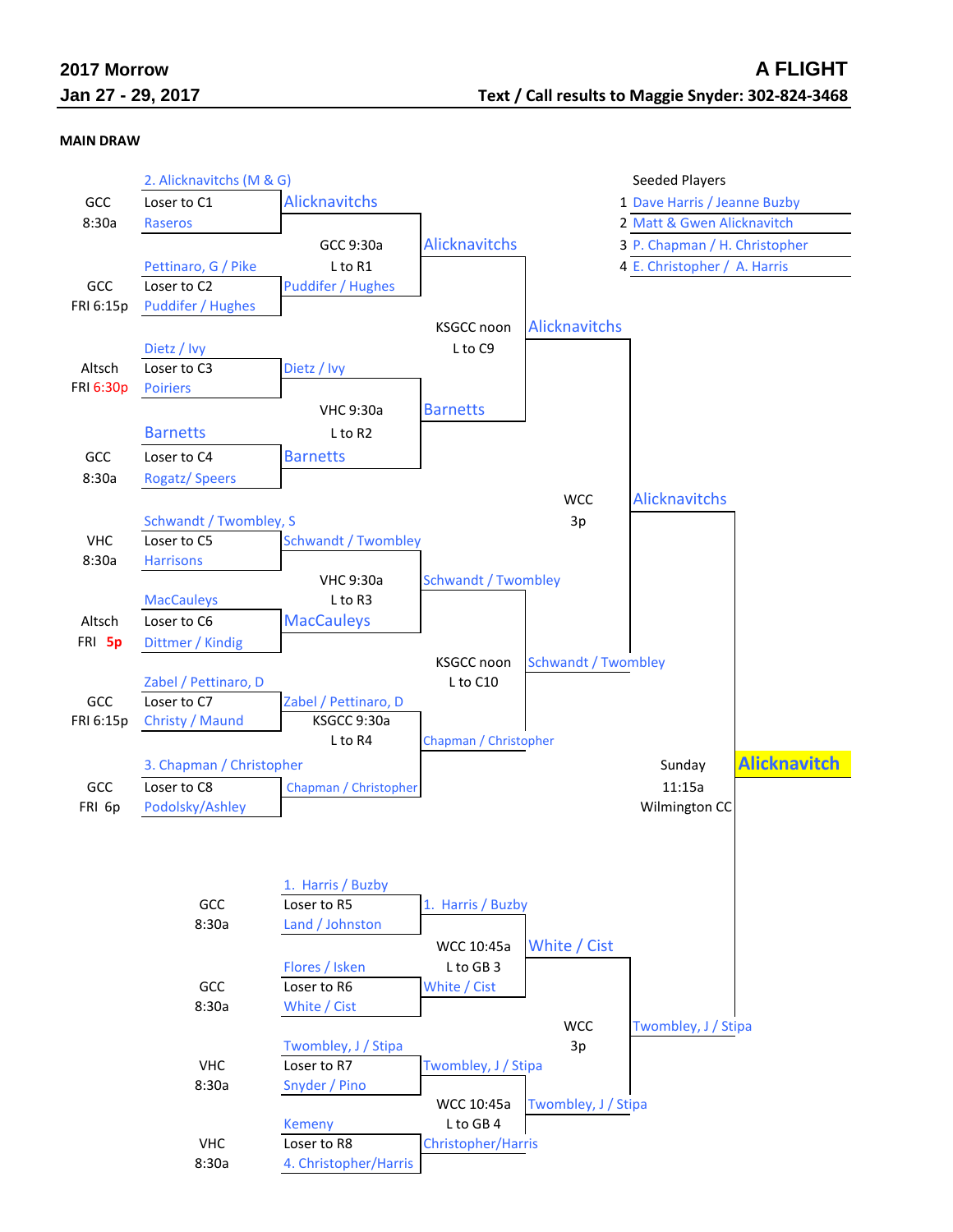**2017 Morrow** — **A FLIGHT**

**Jan 27 - 29, 2017** — **Text / Call results to Maggie Snyder: 302-824-3468**

**MAIN DRAW**

**Seeded Players**

1. Dave Harris / Jeanne Buzby
2. Matt & Gwen Alicknavitch
3. P. Chapman / H. Christopher
4. E. Christopher / A. Harris

### First Round

| Location / Time | Team 1 | Loser to | Team 2 | Winner |
|---|---|---|---|---|
| GCC 8:30a | 2. Alicknavitchs (M & G) | Loser to C1 | Raseros | Alicknavitchs |
| GCC FRI 6:15p | Pettinaro, G / Pike | Loser to C2 | Puddifer / Hughes | Puddifer / Hughes |
| Altsch FRI 6:30p | Dietz / Ivy | Loser to C3 | Poiriers | Dietz / Ivy |
| GCC 8:30a | Barnetts | Loser to C4 | Rogatz/ Speers | Barnetts |
| VHC 8:30a | Schwandt / Twombley, S | Loser to C5 | Harrisons | Schwandt / Twombley |
| Altsch FRI 5p | MacCauleys | Loser to C6 | Dittmer / Kindig | MacCauleys |
| GCC FRI 6:15p | Zabel / Pettinaro, D | Loser to C7 | Christy / Maund | Zabel / Pettinaro, D |
| GCC FRI 6p | 3. Chapman / Christopher | Loser to C8 | Podolsky/Ashley | Chapman / Christopher |

### Second Round

| Location / Time | Loser to | Match | Winner |
|---|---|---|---|
| GCC 9:30a | L to R1 | Alicknavitchs vs. Puddifer / Hughes | Alicknavitchs |
| VHC 9:30a | L to R2 | Dietz / Ivy vs. Barnetts | Barnetts |
| VHC 9:30a | L to R3 | Schwandt / Twombley vs. MacCauleys | Schwandt / Twombley |
| KSGCC 9:30a | L to R4 | Zabel / Pettinaro, D vs. Chapman / Christopher | Chapman / Christopher |

### Quarterfinals

| Location / Time | Loser to | Match | Winner |
|---|---|---|---|
| KSGCC noon | L to C9 | Alicknavitchs vs. Barnetts | Alicknavitchs |
| KSGCC noon | L to C10 | Schwandt / Twombley vs. Chapman / Christopher | Schwandt / Twombley |

### Semifinal

| Location / Time | Match | Winner |
|---|---|---|
| WCC 3p | Alicknavitchs vs. Schwandt / Twombley | Alicknavitchs |

### Bottom Half — First Round

| Location / Time | Team 1 | Loser to | Team 2 | Winner |
|---|---|---|---|---|
| GCC 8:30a | 1. Harris / Buzby | Loser to R5 | Land / Johnston | 1. Harris / Buzby |
| GCC 8:30a | Flores / Isken | Loser to R6 | White / Cist | White / Cist |
| VHC 8:30a | Twombley, J / Stipa | Loser to R7 | Snyder / Pino | Twombley, J / Stipa |
| VHC 8:30a | Kemeny | Loser to R8 | 4. Christopher/Harris | Christopher/Harris |

### Bottom Half — Second Round

| Location / Time | Loser to | Match | Winner |
|---|---|---|---|
| WCC 10:45a | L to GB 3 | 1. Harris / Buzby vs. White / Cist | White / Cist |
| WCC 10:45a | L to GB 4 | Twombley, J / Stipa vs. Christopher/Harris | Twombley, J / Stipa |

### Bottom Half — Semifinal

| Location / Time | Match | Winner |
|---|---|---|
| WCC 3p | White / Cist vs. Twombley, J / Stipa | Twombley, J / Stipa |

### Final

Sunday 11:15a, Wilmington CC: Alicknavitchs vs. Twombley, J / Stipa

**Winner: Alicknavitch**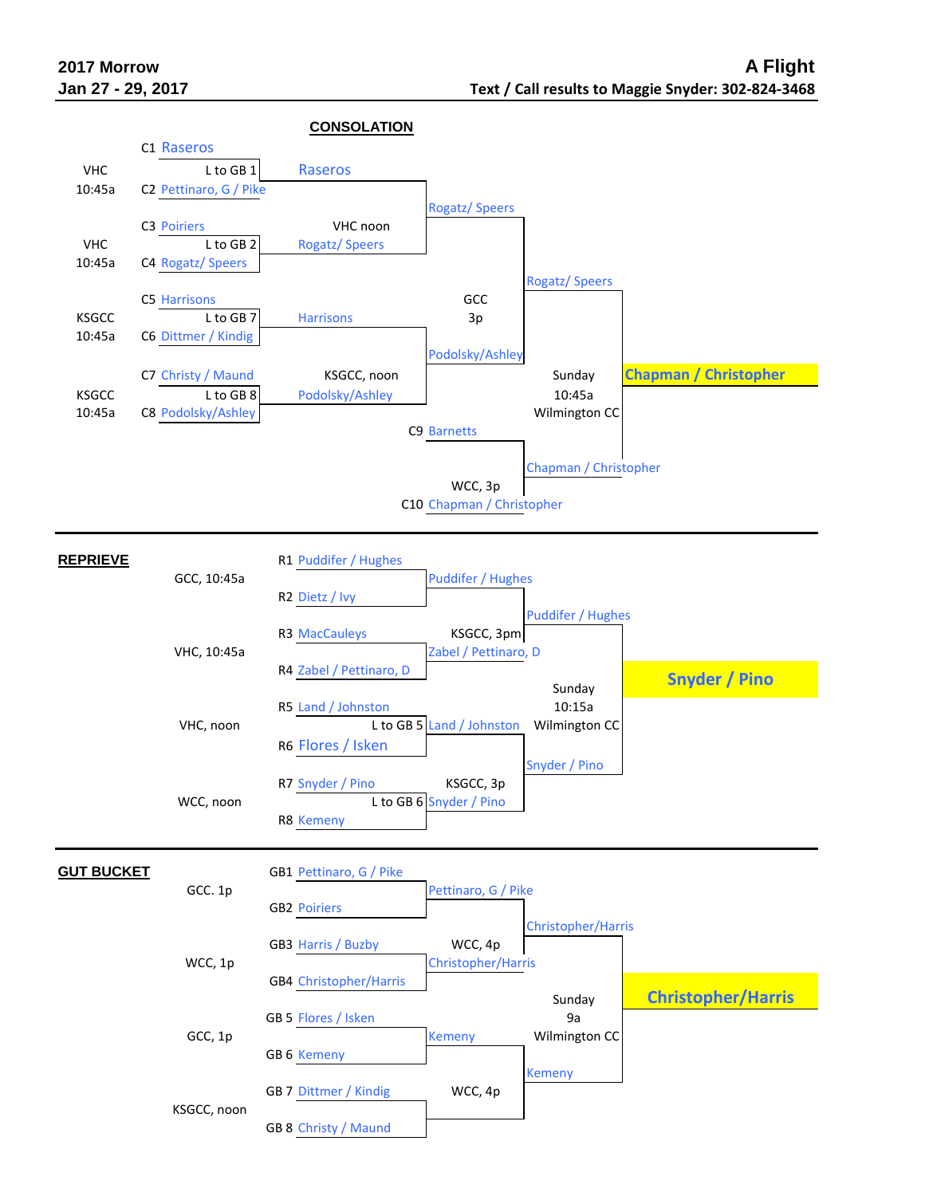**2017 Morrow** — **A Flight**

**Jan 27 - 29, 2017** — **Text / Call results to Maggie Snyder: 302-824-3468**

## CONSOLATION

| Location/Time | Slot | Team | Round 2 | Semifinal | Final | Winner |
|---|---|---|---|---|---|---|
| | C1 | Raseros | Raseros | | | |
| VHC 10:45a | L to GB 1 / C2 | Pettinaro, G / Pike | | Rogatz/ Speers | | |
| | C3 | Poiriers | VHC noon | | | |
| VHC 10:45a | L to GB 2 / C4 | Rogatz/ Speers | Rogatz/ Speers | | Rogatz/ Speers | |
| | C5 | Harrisons | | GCC 3p | | |
| KSGCC 10:45a | L to GB 7 / C6 | Dittmer / Kindig | Harrisons | Podolsky/Ashley | | |
| | C7 | Christy / Maund | KSGCC, noon | | Sunday 10:45a Wilmington CC | **Chapman / Christopher** |
| KSGCC 10:45a | L to GB 8 / C8 | Podolsky/Ashley | Podolsky/Ashley | | | |
| | C9 | Barnetts | | | | |
| | | | | WCC, 3p | Chapman / Christopher | |
| | C10 | Chapman / Christopher | | | | |

## REPRIEVE

| Location/Time | Slot | Team | Round 2 | Semifinal | Final | Winner |
|---|---|---|---|---|---|---|
| GCC, 10:45a | R1 | Puddifer / Hughes | Puddifer / Hughes | | | |
| | R2 | Dietz / Ivy | | | | |
| | | | KSGCC, 3pm | Puddifer / Hughes | | |
| VHC, 10:45a | R3 | MacCauleys | Zabel / Pettinaro, D | | | |
| | R4 | Zabel / Pettinaro, D | | | Sunday 10:15a Wilmington CC | **Snyder / Pino** |
| VHC, noon | R5 | Land / Johnston | Land / Johnston | | | |
| | L to GB 5 / R6 | Flores / Isken | | | | |
| | | | KSGCC, 3p | Snyder / Pino | | |
| WCC, noon | R7 | Snyder / Pino | Snyder / Pino | | | |
| | L to GB 6 / R8 | Kemeny | | | | |

## GUT BUCKET

| Location/Time | Slot | Team | Round 2 | Semifinal | Final | Winner |
|---|---|---|---|---|---|---|
| GCC. 1p | GB1 | Pettinaro, G / Pike | Pettinaro, G / Pike | | | |
| | GB2 | Poiriers | | | | |
| | | | WCC, 4p | Christopher/Harris | | |
| WCC, 1p | GB3 | Harris / Buzby | Christopher/Harris | | | |
| | GB4 | Christopher/Harris | | | Sunday 9a Wilmington CC | **Christopher/Harris** |
| GCC, 1p | GB 5 | Flores / Isken | Kemeny | | | |
| | GB 6 | Kemeny | | Kemeny | | |
| | | | WCC, 4p | | | |
| KSGCC, noon | GB 7 | Dittmer / Kindig | | | | |
| | GB 8 | Christy / Maund | | | | |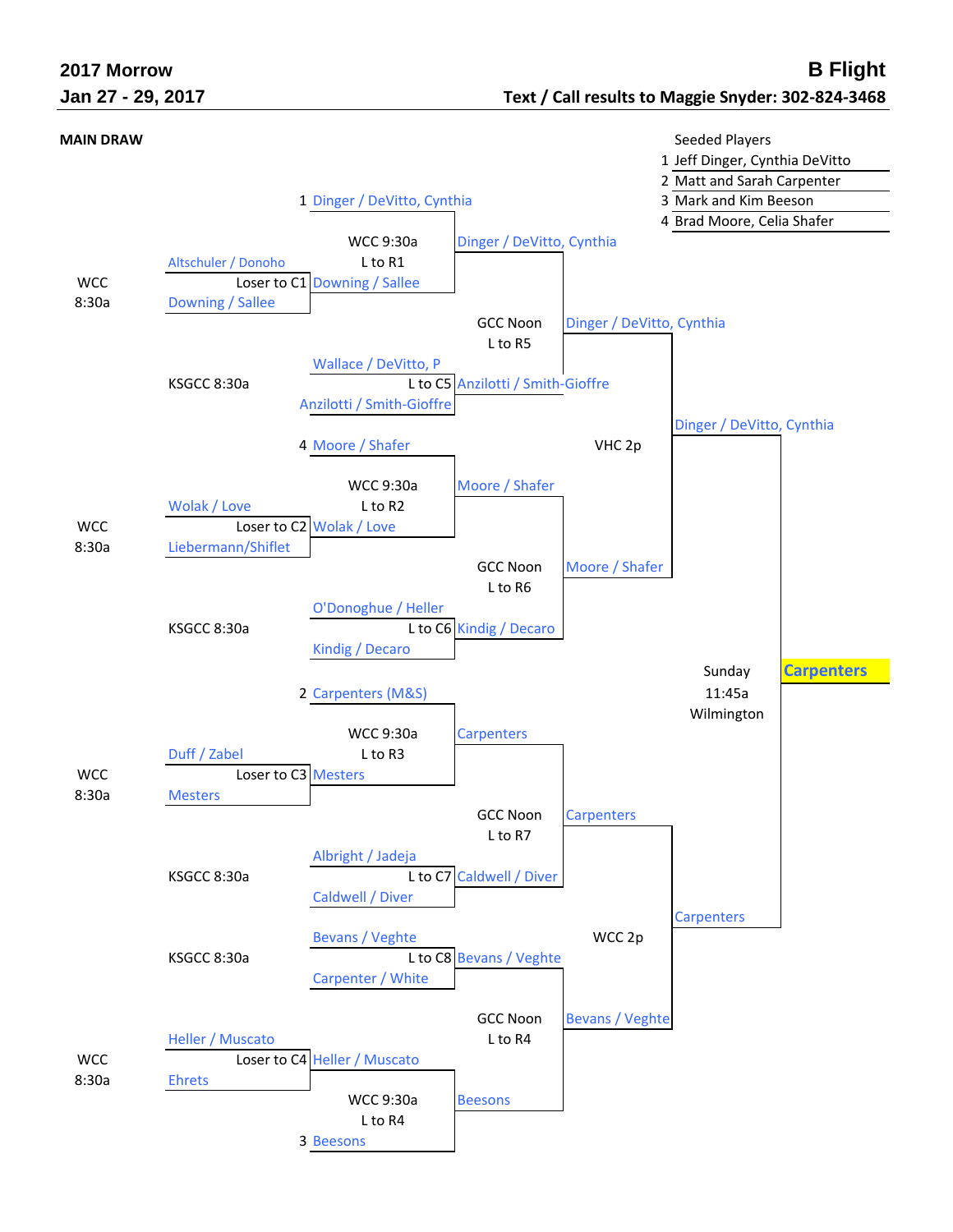**2017 Morrow** | **B Flight**

**Jan 27 - 29, 2017** | **Text / Call results to Maggie Snyder: 302-824-3468**

**MAIN DRAW**

Seeded Players

1. Jeff Dinger, Cynthia DeVitto
2. Matt and Sarah Carpenter
3. Mark and Kim Beeson
4. Brad Moore, Celia Shafer

### First Round (Friday)

| Site / Time | Team 1 | Team 2 | Winner | Notes |
|---|---|---|---|---|
| WCC 8:30a | Altschuler / Donoho | Downing / Sallee | Downing / Sallee | Loser to C1 |
| KSGCC 8:30a | Wallace / DeVitto, P | Anzilotti / Smith-Gioffre | Anzilotti / Smith-Gioffre | L to C5 |
| WCC 8:30a | Wolak / Love | Liebermann/Shiflet | Wolak / Love | Loser to C2 |
| KSGCC 8:30a | O'Donoghue / Heller | Kindig / Decaro | Kindig / Decaro | L to C6 |
| WCC 8:30a | Duff / Zabel | Mesters | Mesters | Loser to C3 |
| KSGCC 8:30a | Albright / Jadeja | Caldwell / Diver | Caldwell / Diver | L to C7 |
| KSGCC 8:30a | Bevans / Veghte | Carpenter / White | Bevans / Veghte | L to C8 |
| WCC 8:30a | Heller / Muscato | Ehrets | Heller / Muscato | Loser to C4 |

### Second Round

| Site / Time | Team 1 | Team 2 | Winner | Notes |
|---|---|---|---|---|
| WCC 9:30a | 1 Dinger / DeVitto, Cynthia | Downing / Sallee | Dinger / DeVitto, Cynthia | L to R1 |
| WCC 9:30a | 4 Moore / Shafer | Wolak / Love | Moore / Shafer | L to R2 |
| WCC 9:30a | 2 Carpenters (M&S) | Mesters | Carpenters | L to R3 |
| WCC 9:30a | Heller / Muscato | 3 Beesons | Beesons | L to R4 |

### Quarterfinals

| Site / Time | Team 1 | Team 2 | Winner | Notes |
|---|---|---|---|---|
| GCC Noon | Dinger / DeVitto, Cynthia | Anzilotti / Smith-Gioffre | Dinger / DeVitto, Cynthia | L to R5 |
| GCC Noon | Moore / Shafer | Kindig / Decaro | Moore / Shafer | L to R6 |
| GCC Noon | Carpenters | Caldwell / Diver | Carpenters | L to R7 |
| GCC Noon | Bevans / Veghte | Beesons | Bevans / Veghte | L to R4 |

### Semifinals

| Site / Time | Team 1 | Team 2 | Winner |
|---|---|---|---|
| VHC 2p | Dinger / DeVitto, Cynthia | Moore / Shafer | Dinger / DeVitto, Cynthia |
| WCC 2p | Carpenters | Bevans / Veghte | Carpenters |

### Final

| Site / Time | Team 1 | Team 2 | Winner |
|---|---|---|---|
| Sunday 11:45a Wilmington | Dinger / DeVitto, Cynthia | Carpenters | **Carpenters** |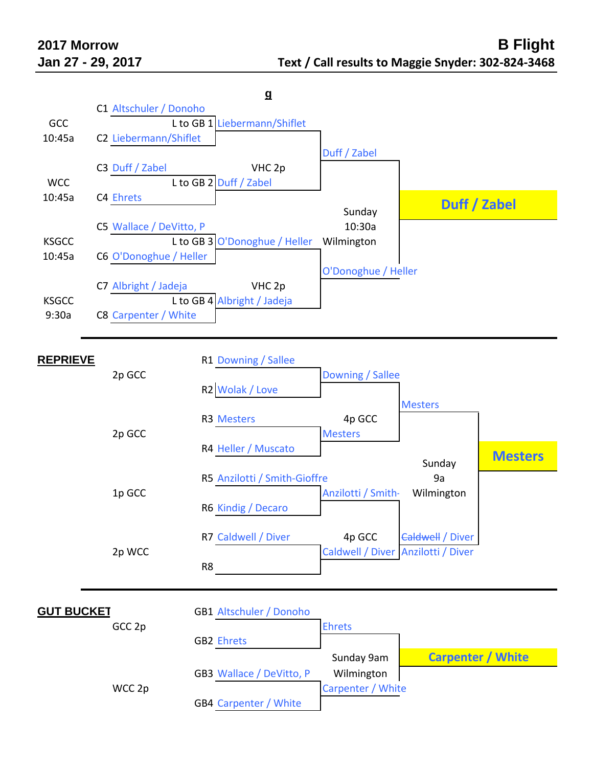**2017 Morrow** **B Flight**

**Jan 27 - 29, 2017** **Text / Call results to Maggie Snyder: 302-824-3468**

g

GCC 10:45a
C1 Altschuler / Donoho
L to GB 1 Liebermann/Shiflet
C2 Liebermann/Shiflet

Duff / Zabel

WCC 10:45a
C3 Duff / Zabel
VHC 2p
L to GB 2 Duff / Zabel
C4 Ehrets

**Duff / Zabel**

Sunday
10:30a
Wilmington

KSGCC 10:45a
C5 Wallace / DeVitto, P
L to GB 3 O'Donoghue / Heller
C6 O'Donoghue / Heller

O'Donoghue / Heller

KSGCC 9:30a
C7 Albright / Jadeja
VHC 2p
L to GB 4 Albright / Jadeja
C8 Carpenter / White

---

**REPRIEVE**

2p GCC
R1 Downing / Sallee
R2 Wolak / Love

Downing / Sallee

Mesters

2p GCC
R3 Mesters
4p GCC
Mesters
R4 Heller / Muscato

**Mesters**

Sunday
9a
Wilmington

1p GCC
R5 Anzilotti / Smith-Gioffre
Anzilotti / Smith-
R6 Kindig / Decaro

~~Caldwell~~ / Diver
Anzilotti / Diver

2p WCC
R7 Caldwell / Diver
4p GCC
Caldwell / Diver
R8

---

**GUT BUCKET**

GCC 2p
GB1 Altschuler / Donoho
Ehrets
GB2 Ehrets

Sunday 9am
Wilmington

**Carpenter / White**

WCC 2p
GB3 Wallace / DeVitto, P
Carpenter / White
GB4 Carpenter / White